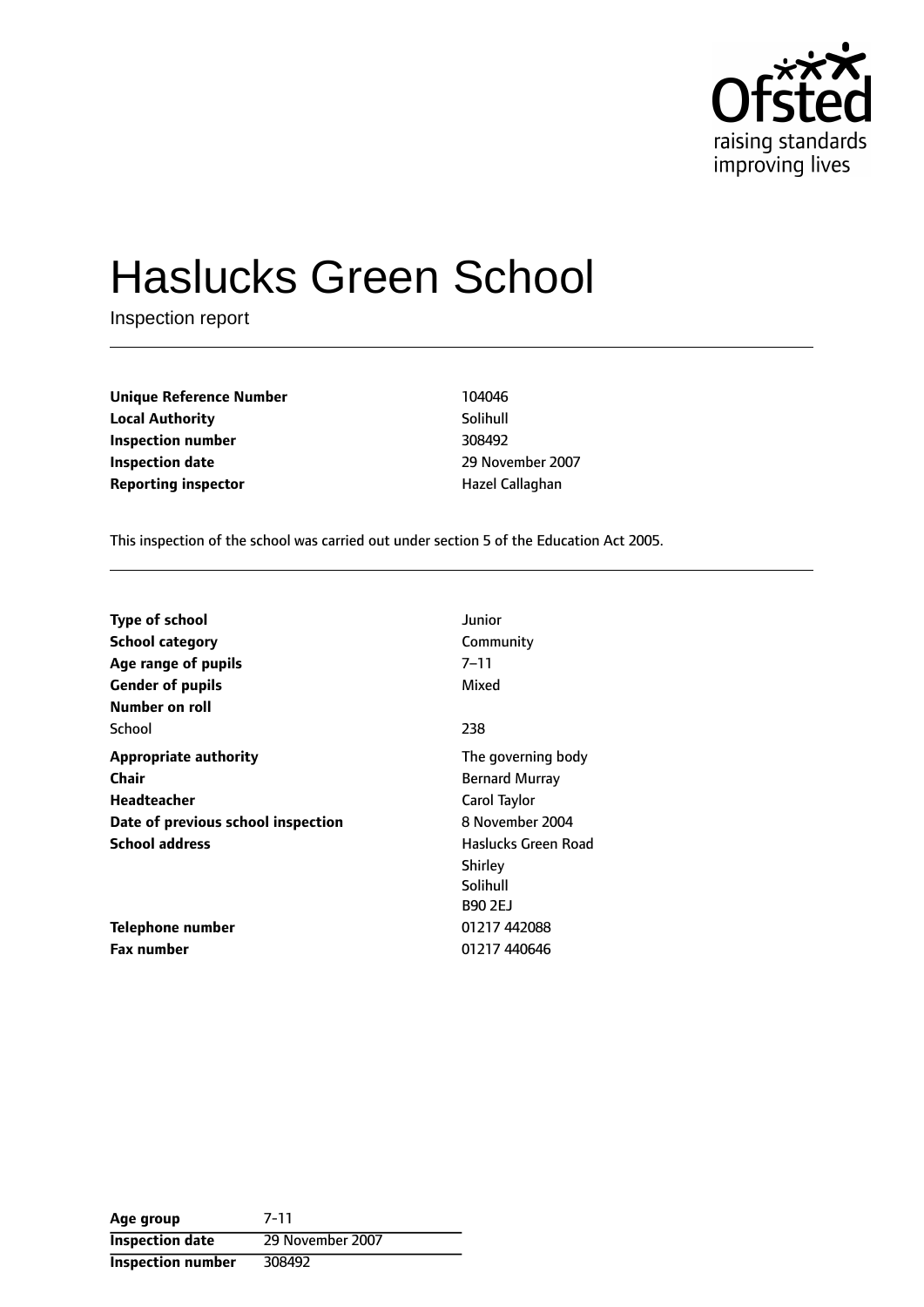# Haslucks Green School

Inspection report

| | |
|---|---|
| **Unique Reference Number** | 104046 |
| **Local Authority** | Solihull |
| **Inspection number** | 308492 |
| **Inspection date** | 29 November 2007 |
| **Reporting inspector** | Hazel Callaghan |

This inspection of the school was carried out under section 5 of the Education Act 2005.

| | |
|---|---|
| **Type of school** | Junior |
| **School category** | Community |
| **Age range of pupils** | 7–11 |
| **Gender of pupils** | Mixed |
| **Number on roll** | |
| School | 238 |
| **Appropriate authority** | The governing body |
| **Chair** | Bernard Murray |
| **Headteacher** | Carol Taylor |
| **Date of previous school inspection** | 8 November 2004 |
| **School address** | Haslucks Green Road<br>Shirley<br>Solihull<br>B90 2EJ |
| **Telephone number** | 01217 442088 |
| **Fax number** | 01217 440646 |

| | |
|---|---|
| **Age group** | 7-11 |
| **Inspection date** | 29 November 2007 |
| **Inspection number** | 308492 |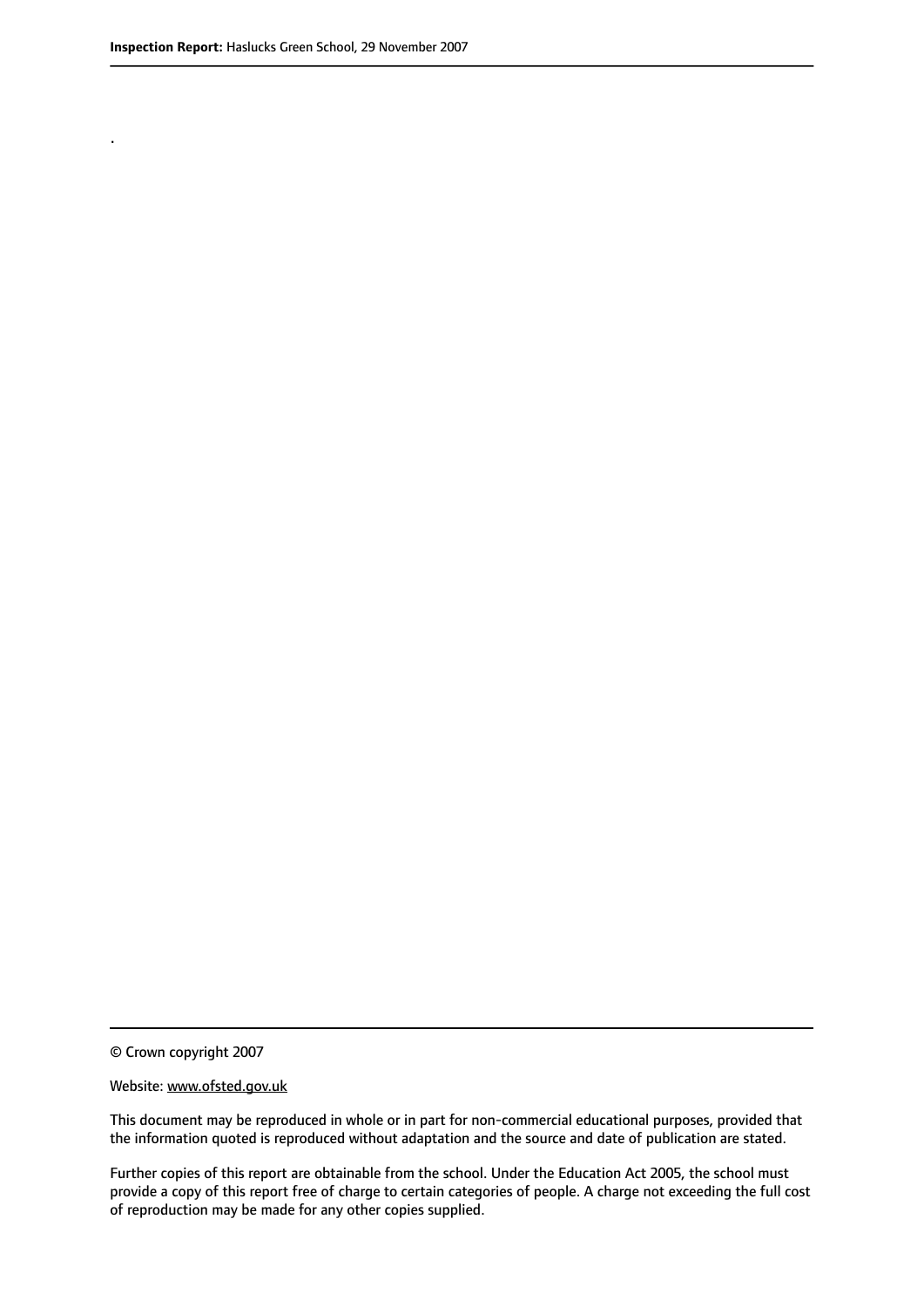.

© Crown copyright 2007

Website: www.ofsted.gov.uk

This document may be reproduced in whole or in part for non-commercial educational purposes, provided that the information quoted is reproduced without adaptation and the source and date of publication are stated.

Further copies of this report are obtainable from the school. Under the Education Act 2005, the school must provide a copy of this report free of charge to certain categories of people. A charge not exceeding the full cost of reproduction may be made for any other copies supplied.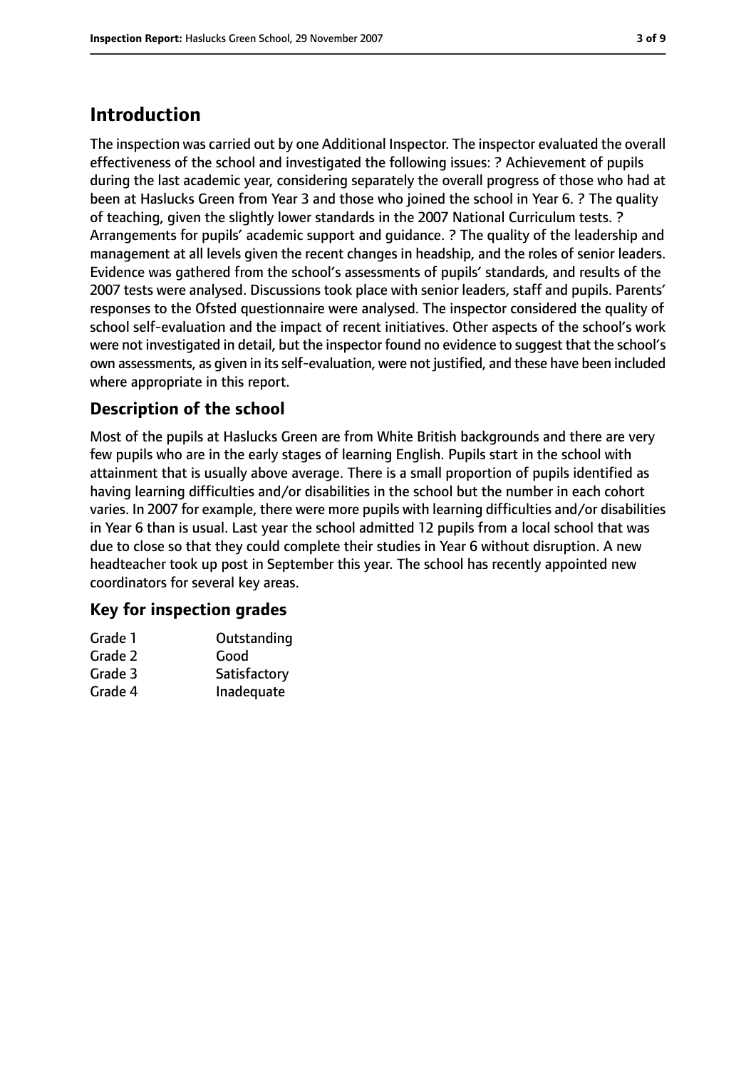# Introduction

The inspection was carried out by one Additional Inspector. The inspector evaluated the overall effectiveness of the school and investigated the following issues: ? Achievement of pupils during the last academic year, considering separately the overall progress of those who had at been at Haslucks Green from Year 3 and those who joined the school in Year 6. ? The quality of teaching, given the slightly lower standards in the 2007 National Curriculum tests. ? Arrangements for pupils' academic support and guidance. ? The quality of the leadership and management at all levels given the recent changes in headship, and the roles of senior leaders. Evidence was gathered from the school's assessments of pupils' standards, and results of the 2007 tests were analysed. Discussions took place with senior leaders, staff and pupils. Parents' responses to the Ofsted questionnaire were analysed. The inspector considered the quality of school self-evaluation and the impact of recent initiatives. Other aspects of the school's work were not investigated in detail, but the inspector found no evidence to suggest that the school's own assessments, as given in its self-evaluation, were not justified, and these have been included where appropriate in this report.

## Description of the school

Most of the pupils at Haslucks Green are from White British backgrounds and there are very few pupils who are in the early stages of learning English. Pupils start in the school with attainment that is usually above average. There is a small proportion of pupils identified as having learning difficulties and/or disabilities in the school but the number in each cohort varies. In 2007 for example, there were more pupils with learning difficulties and/or disabilities in Year 6 than is usual. Last year the school admitted 12 pupils from a local school that was due to close so that they could complete their studies in Year 6 without disruption. A new headteacher took up post in September this year. The school has recently appointed new coordinators for several key areas.

## Key for inspection grades

| | |
|---|---|
| Grade 1 | Outstanding |
| Grade 2 | Good |
| Grade 3 | Satisfactory |
| Grade 4 | Inadequate |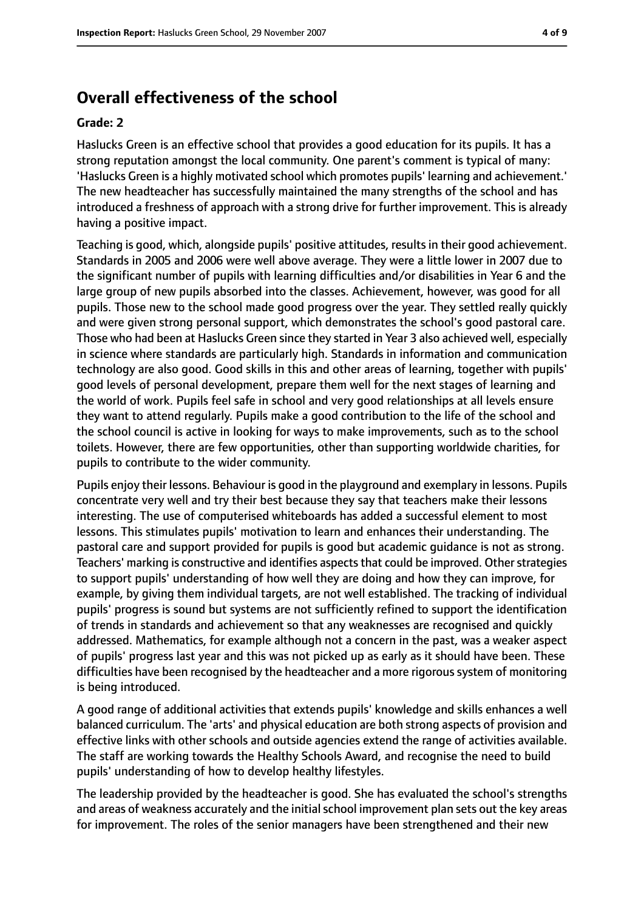## Overall effectiveness of the school

### Grade: 2

Haslucks Green is an effective school that provides a good education for its pupils. It has a strong reputation amongst the local community. One parent's comment is typical of many: 'Haslucks Green is a highly motivated school which promotes pupils' learning and achievement.' The new headteacher has successfully maintained the many strengths of the school and has introduced a freshness of approach with a strong drive for further improvement. This is already having a positive impact.

Teaching is good, which, alongside pupils' positive attitudes, results in their good achievement. Standards in 2005 and 2006 were well above average. They were a little lower in 2007 due to the significant number of pupils with learning difficulties and/or disabilities in Year 6 and the large group of new pupils absorbed into the classes. Achievement, however, was good for all pupils. Those new to the school made good progress over the year. They settled really quickly and were given strong personal support, which demonstrates the school's good pastoral care. Those who had been at Haslucks Green since they started in Year 3 also achieved well, especially in science where standards are particularly high. Standards in information and communication technology are also good. Good skills in this and other areas of learning, together with pupils' good levels of personal development, prepare them well for the next stages of learning and the world of work. Pupils feel safe in school and very good relationships at all levels ensure they want to attend regularly. Pupils make a good contribution to the life of the school and the school council is active in looking for ways to make improvements, such as to the school toilets. However, there are few opportunities, other than supporting worldwide charities, for pupils to contribute to the wider community.

Pupils enjoy their lessons. Behaviour is good in the playground and exemplary in lessons. Pupils concentrate very well and try their best because they say that teachers make their lessons interesting. The use of computerised whiteboards has added a successful element to most lessons. This stimulates pupils' motivation to learn and enhances their understanding. The pastoral care and support provided for pupils is good but academic guidance is not as strong. Teachers' marking is constructive and identifies aspects that could be improved. Other strategies to support pupils' understanding of how well they are doing and how they can improve, for example, by giving them individual targets, are not well established. The tracking of individual pupils' progress is sound but systems are not sufficiently refined to support the identification of trends in standards and achievement so that any weaknesses are recognised and quickly addressed. Mathematics, for example although not a concern in the past, was a weaker aspect of pupils' progress last year and this was not picked up as early as it should have been. These difficulties have been recognised by the headteacher and a more rigorous system of monitoring is being introduced.

A good range of additional activities that extends pupils' knowledge and skills enhances a well balanced curriculum. The 'arts' and physical education are both strong aspects of provision and effective links with other schools and outside agencies extend the range of activities available. The staff are working towards the Healthy Schools Award, and recognise the need to build pupils' understanding of how to develop healthy lifestyles.

The leadership provided by the headteacher is good. She has evaluated the school's strengths and areas of weakness accurately and the initial school improvement plan sets out the key areas for improvement. The roles of the senior managers have been strengthened and their new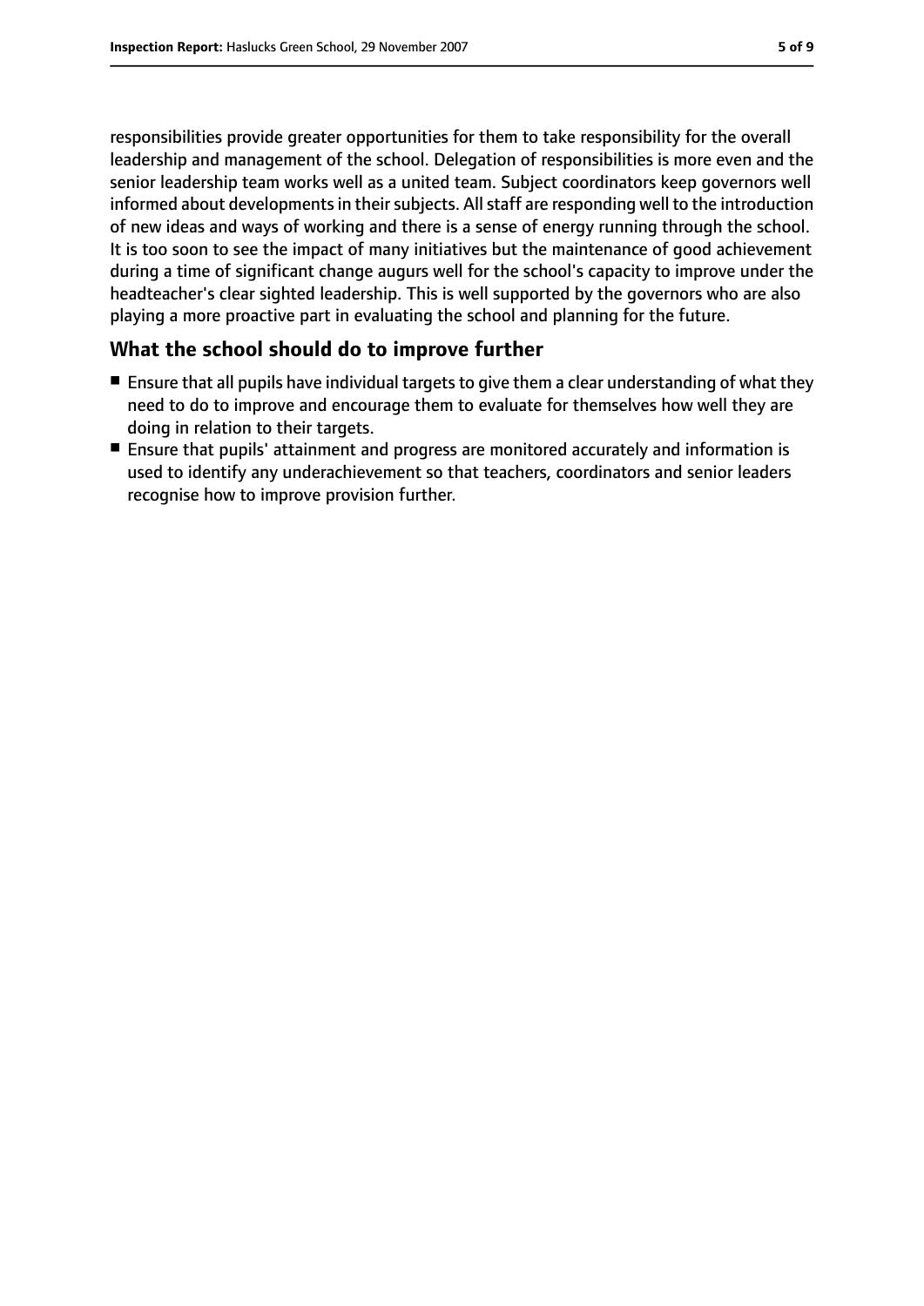responsibilities provide greater opportunities for them to take responsibility for the overall leadership and management of the school. Delegation of responsibilities is more even and the senior leadership team works well as a united team. Subject coordinators keep governors well informed about developments in their subjects. All staff are responding well to the introduction of new ideas and ways of working and there is a sense of energy running through the school. It is too soon to see the impact of many initiatives but the maintenance of good achievement during a time of significant change augurs well for the school's capacity to improve under the headteacher's clear sighted leadership. This is well supported by the governors who are also playing a more proactive part in evaluating the school and planning for the future.

## What the school should do to improve further

- Ensure that all pupils have individual targets to give them a clear understanding of what they need to do to improve and encourage them to evaluate for themselves how well they are doing in relation to their targets.
- Ensure that pupils' attainment and progress are monitored accurately and information is used to identify any underachievement so that teachers, coordinators and senior leaders recognise how to improve provision further.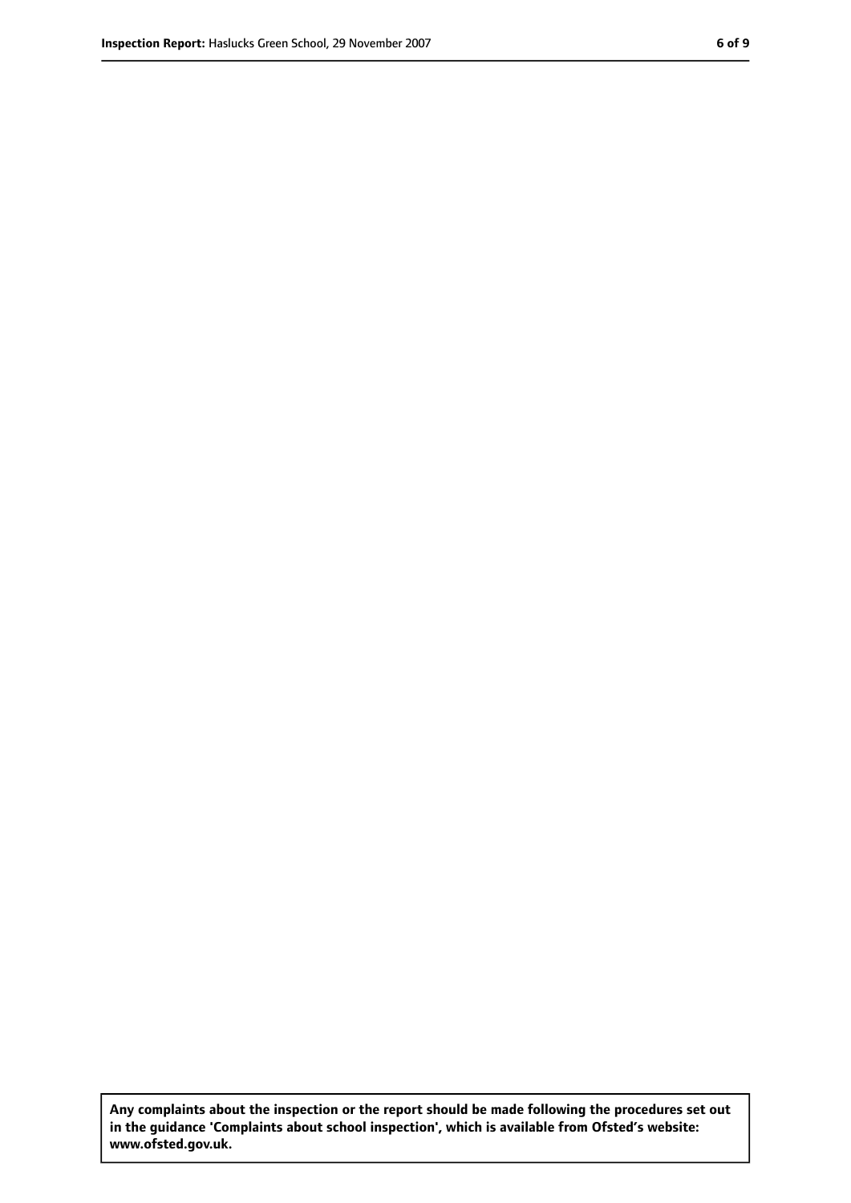**Any complaints about the inspection or the report should be made following the procedures set out in the guidance 'Complaints about school inspection', which is available from Ofsted's website: www.ofsted.gov.uk.**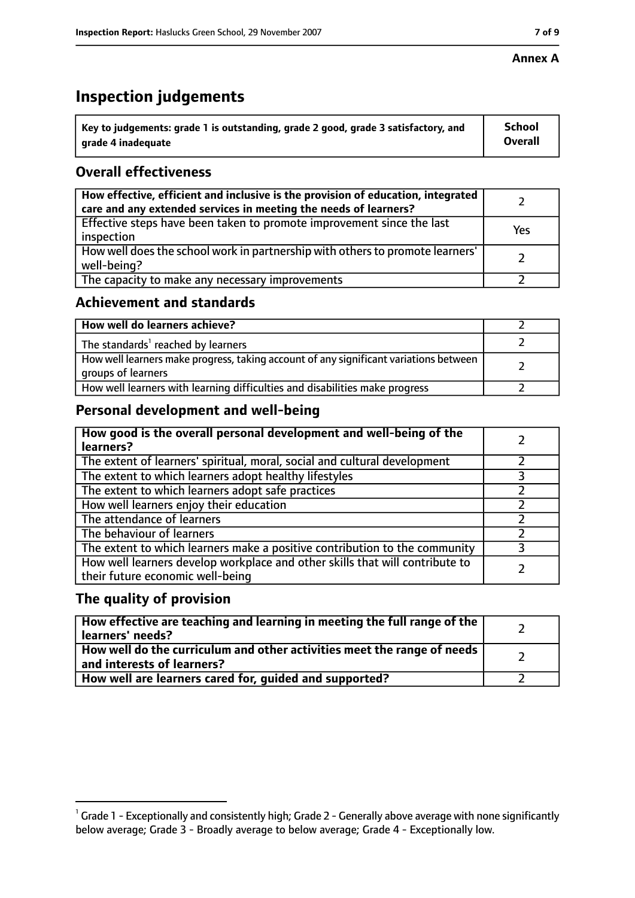**Annex A**

# Inspection judgements

| **Key to judgements: grade 1 is outstanding, grade 2 good, grade 3 satisfactory, and grade 4 inadequate** | **School Overall** |
|---|---|

## Overall effectiveness

| | |
|---|---|
| **How effective, efficient and inclusive is the provision of education, integrated care and any extended services in meeting the needs of learners?** | 2 |
| Effective steps have been taken to promote improvement since the last inspection | Yes |
| How well does the school work in partnership with others to promote learners' well-being? | 2 |
| The capacity to make any necessary improvements | 2 |

## Achievement and standards

| | |
|---|---|
| **How well do learners achieve?** | 2 |
| The standards[1] reached by learners | 2 |
| How well learners make progress, taking account of any significant variations between groups of learners | 2 |
| How well learners with learning difficulties and disabilities make progress | 2 |

## Personal development and well-being

| | |
|---|---|
| **How good is the overall personal development and well-being of the learners?** | 2 |
| The extent of learners' spiritual, moral, social and cultural development | 2 |
| The extent to which learners adopt healthy lifestyles | 3 |
| The extent to which learners adopt safe practices | 2 |
| How well learners enjoy their education | 2 |
| The attendance of learners | 2 |
| The behaviour of learners | 2 |
| The extent to which learners make a positive contribution to the community | 3 |
| How well learners develop workplace and other skills that will contribute to their future economic well-being | 2 |

## The quality of provision

| | |
|---|---|
| **How effective are teaching and learning in meeting the full range of the learners' needs?** | 2 |
| **How well do the curriculum and other activities meet the range of needs and interests of learners?** | 2 |
| **How well are learners cared for, guided and supported?** | 2 |

[1] Grade 1 - Exceptionally and consistently high; Grade 2 - Generally above average with none significantly below average; Grade 3 - Broadly average to below average; Grade 4 - Exceptionally low.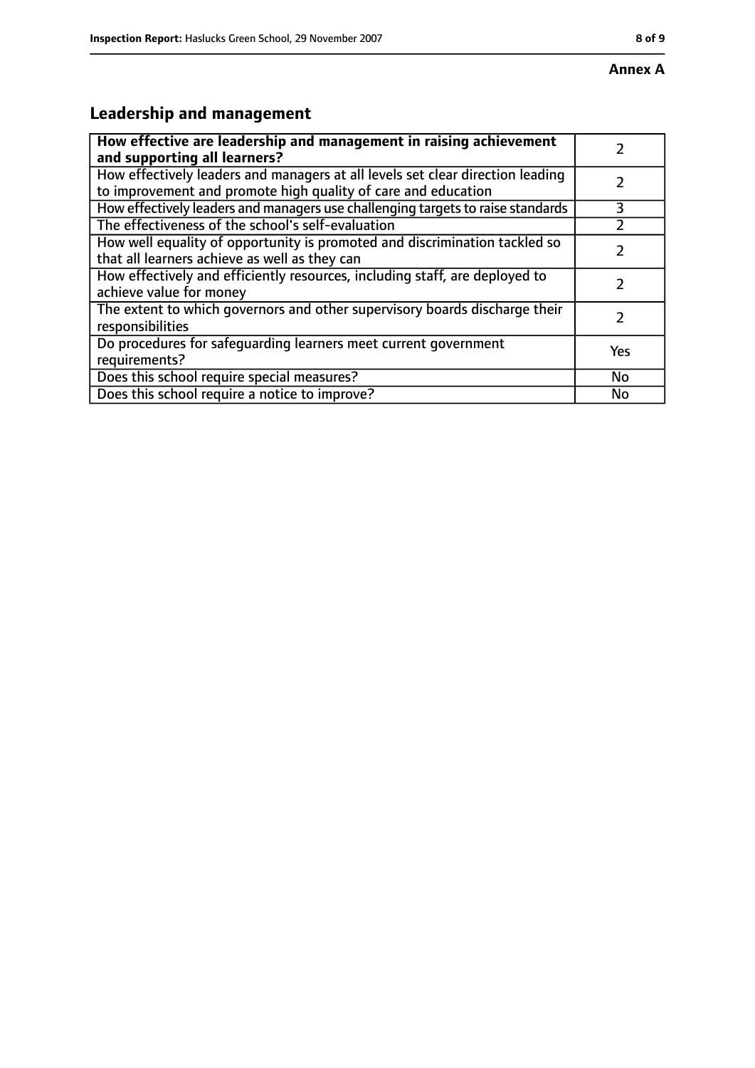**Annex A**

## Leadership and management

| **How effective are leadership and management in raising achievement and supporting all learners?** | 2 |
|---|---|
| How effectively leaders and managers at all levels set clear direction leading to improvement and promote high quality of care and education | 2 |
| How effectively leaders and managers use challenging targets to raise standards | 3 |
| The effectiveness of the school's self-evaluation | 2 |
| How well equality of opportunity is promoted and discrimination tackled so that all learners achieve as well as they can | 2 |
| How effectively and efficiently resources, including staff, are deployed to achieve value for money | 2 |
| The extent to which governors and other supervisory boards discharge their responsibilities | 2 |
| Do procedures for safeguarding learners meet current government requirements? | Yes |
| Does this school require special measures? | No |
| Does this school require a notice to improve? | No |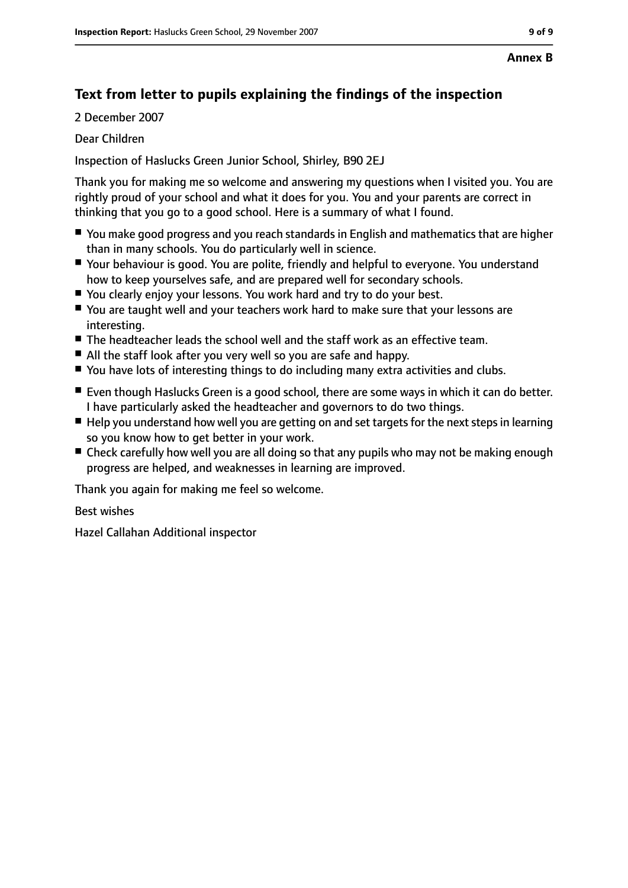**Annex B**

## Text from letter to pupils explaining the findings of the inspection

2 December 2007

Dear Children

Inspection of Haslucks Green Junior School, Shirley, B90 2EJ

Thank you for making me so welcome and answering my questions when I visited you. You are rightly proud of your school and what it does for you. You and your parents are correct in thinking that you go to a good school. Here is a summary of what I found.

- You make good progress and you reach standards in English and mathematics that are higher than in many schools. You do particularly well in science.
- Your behaviour is good. You are polite, friendly and helpful to everyone. You understand how to keep yourselves safe, and are prepared well for secondary schools.
- You clearly enjoy your lessons. You work hard and try to do your best.
- You are taught well and your teachers work hard to make sure that your lessons are interesting.
- The headteacher leads the school well and the staff work as an effective team.
- All the staff look after you very well so you are safe and happy.
- You have lots of interesting things to do including many extra activities and clubs.

- Even though Haslucks Green is a good school, there are some ways in which it can do better. I have particularly asked the headteacher and governors to do two things.
- Help you understand how well you are getting on and set targets for the next steps in learning so you know how to get better in your work.
- Check carefully how well you are all doing so that any pupils who may not be making enough progress are helped, and weaknesses in learning are improved.

Thank you again for making me feel so welcome.

Best wishes

Hazel Callahan Additional inspector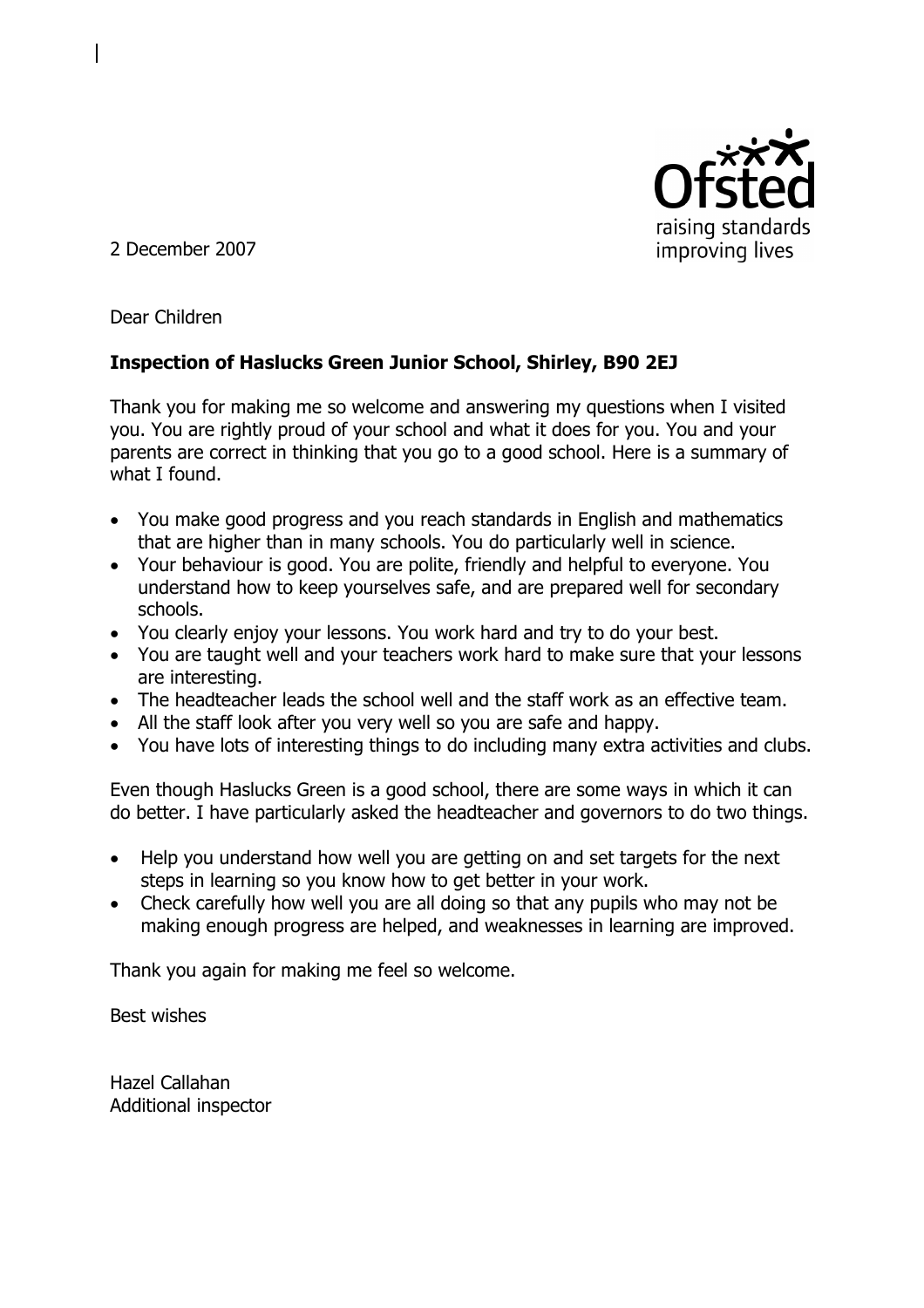2 December 2007

Dear Children

**Inspection of Haslucks Green Junior School, Shirley, B90 2EJ**

Thank you for making me so welcome and answering my questions when I visited you. You are rightly proud of your school and what it does for you. You and your parents are correct in thinking that you go to a good school. Here is a summary of what I found.

- You make good progress and you reach standards in English and mathematics that are higher than in many schools. You do particularly well in science.
- Your behaviour is good. You are polite, friendly and helpful to everyone. You understand how to keep yourselves safe, and are prepared well for secondary schools.
- You clearly enjoy your lessons. You work hard and try to do your best.
- You are taught well and your teachers work hard to make sure that your lessons are interesting.
- The headteacher leads the school well and the staff work as an effective team.
- All the staff look after you very well so you are safe and happy.
- You have lots of interesting things to do including many extra activities and clubs.

Even though Haslucks Green is a good school, there are some ways in which it can do better. I have particularly asked the headteacher and governors to do two things.

- Help you understand how well you are getting on and set targets for the next steps in learning so you know how to get better in your work.
- Check carefully how well you are all doing so that any pupils who may not be making enough progress are helped, and weaknesses in learning are improved.

Thank you again for making me feel so welcome.

Best wishes

Hazel Callahan
Additional inspector